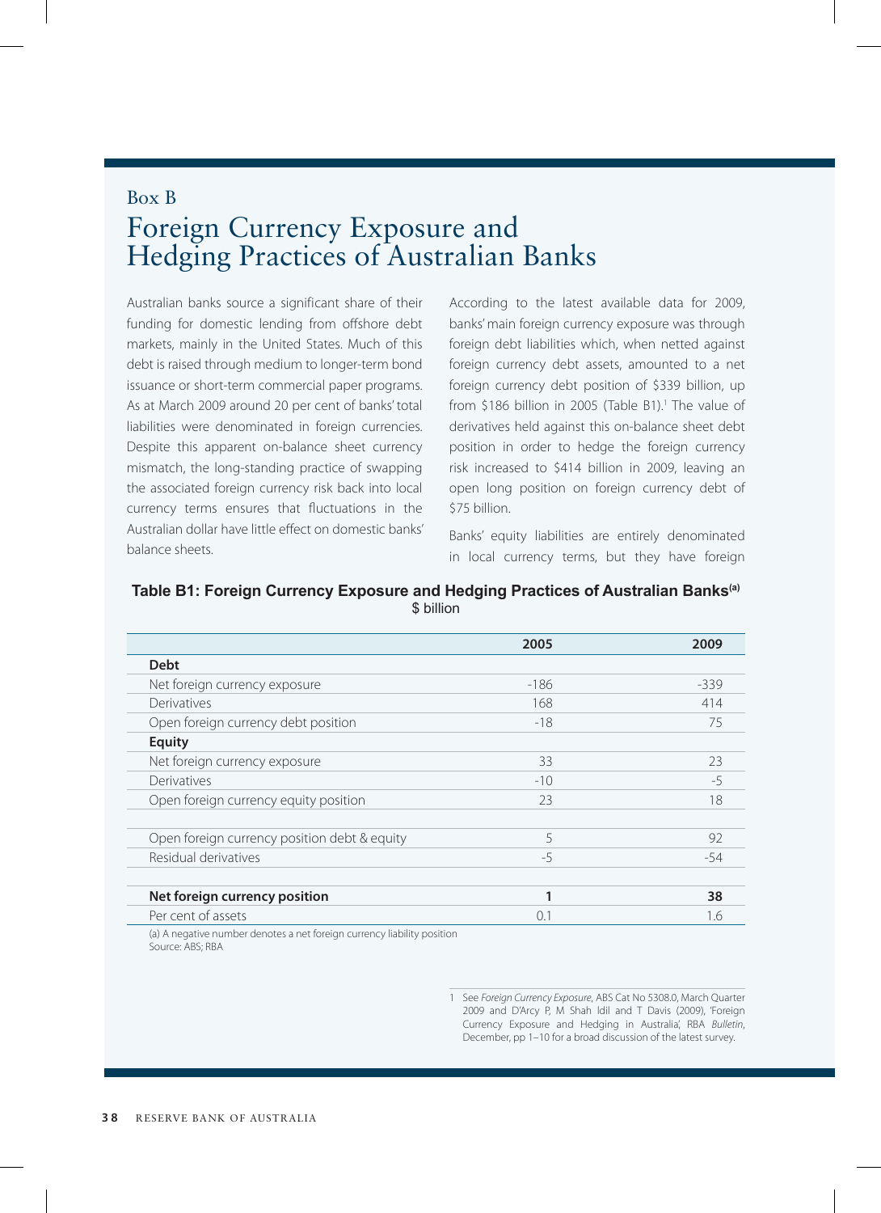Box B

# Foreign Currency Exposure and Hedging Practices of Australian Banks

Australian banks source a significant share of their funding for domestic lending from offshore debt markets, mainly in the United States. Much of this debt is raised through medium to longer-term bond issuance or short-term commercial paper programs. As at March 2009 around 20 per cent of banks' total liabilities were denominated in foreign currencies. Despite this apparent on-balance sheet currency mismatch, the long-standing practice of swapping the associated foreign currency risk back into local currency terms ensures that fluctuations in the Australian dollar have little effect on domestic banks' balance sheets.

According to the latest available data for 2009, banks' main foreign currency exposure was through foreign debt liabilities which, when netted against foreign currency debt assets, amounted to a net foreign currency debt position of $339 billion, up from $186 billion in 2005 (Table B1).[1] The value of derivatives held against this on-balance sheet debt position in order to hedge the foreign currency risk increased to $414 billion in 2009, leaving an open long position on foreign currency debt of $75 billion.

Banks' equity liabilities are entirely denominated in local currency terms, but they have foreign

**Table B1: Foreign Currency Exposure and Hedging Practices of Australian Banks[a]**
$ billion

| | 2005 | 2009 |
|---|---|---|
| **Debt** | | |
| Net foreign currency exposure | -186 | -339 |
| Derivatives | 168 | 414 |
| Open foreign currency debt position | -18 | 75 |
| **Equity** | | |
| Net foreign currency exposure | 33 | 23 |
| Derivatives | -10 | -5 |
| Open foreign currency equity position | 23 | 18 |
| | | |
| Open foreign currency position debt & equity | 5 | 92 |
| Residual derivatives | -5 | -54 |
| | | |
| **Net foreign currency position** | **1** | **38** |
| Per cent of assets | 0.1 | 1.6 |

(a) A negative number denotes a net foreign currency liability position
Source: ABS; RBA

1 See *Foreign Currency Exposure*, ABS Cat No 5308.0, March Quarter 2009 and D'Arcy P, M Shah Idil and T Davis (2009), 'Foreign Currency Exposure and Hedging in Australia', RBA *Bulletin*, December, pp 1–10 for a broad discussion of the latest survey.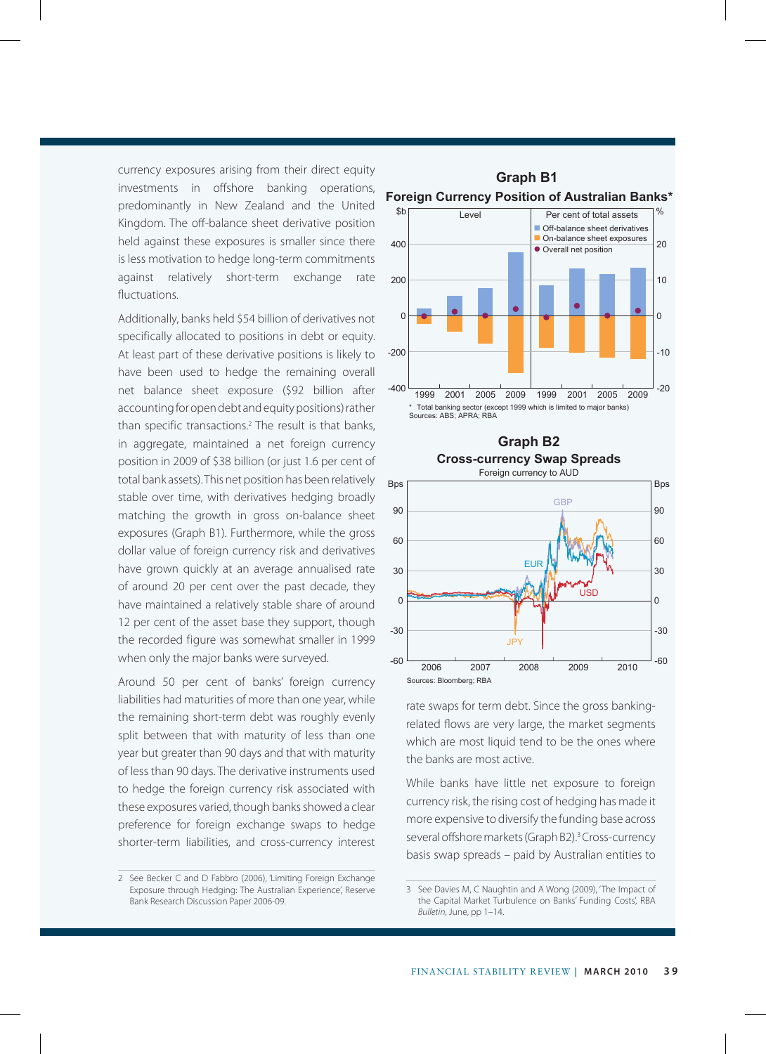currency exposures arising from their direct equity investments in offshore banking operations, predominantly in New Zealand and the United Kingdom. The off-balance sheet derivative position held against these exposures is smaller since there is less motivation to hedge long-term commitments against relatively short-term exchange rate fluctuations.

Additionally, banks held $54 billion of derivatives not specifically allocated to positions in debt or equity. At least part of these derivative positions is likely to have been used to hedge the remaining overall net balance sheet exposure ($92 billion after accounting for open debt and equity positions) rather than specific transactions.[2] The result is that banks, in aggregate, maintained a net foreign currency position in 2009 of $38 billion (or just 1.6 per cent of total bank assets). This net position has been relatively stable over time, with derivatives hedging broadly matching the growth in gross on-balance sheet exposures (Graph B1). Furthermore, while the gross dollar value of foreign currency risk and derivatives have grown quickly at an average annualised rate of around 20 per cent over the past decade, they have maintained a relatively stable share of around 12 per cent of the asset base they support, though the recorded figure was somewhat smaller in 1999 when only the major banks were surveyed.

Around 50 per cent of banks' foreign currency liabilities had maturities of more than one year, while the remaining short-term debt was roughly evenly split between that with maturity of less than one year but greater than 90 days and that with maturity of less than 90 days. The derivative instruments used to hedge the foreign currency risk associated with these exposures varied, though banks showed a clear preference for foreign exchange swaps to hedge shorter-term liabilities, and cross-currency interest rate swaps for term debt. Since the gross banking-related flows are very large, the market segments which are most liquid tend to be the ones where the banks are most active.

While banks have little net exposure to foreign currency risk, the rising cost of hedging has made it more expensive to diversify the funding base across several offshore markets (Graph B2).[3] Cross-currency basis swap spreads – paid by Australian entities to

**Graph B1**
**Foreign Currency Position of Australian Banks***

\* Total banking sector (except 1999 which is limited to major banks)
Sources: ABS; APRA; RBA

**Graph B2**
**Cross-currency Swap Spreads**
Foreign currency to AUD

Sources: Bloomberg; RBA

---

2 See Becker C and D Fabbro (2006), 'Limiting Foreign Exchange Exposure through Hedging: The Australian Experience', Reserve Bank Research Discussion Paper 2006-09.

3 See Davies M, C Naughtin and A Wong (2009), 'The Impact of the Capital Market Turbulence on Banks' Funding Costs', RBA *Bulletin*, June, pp 1–14.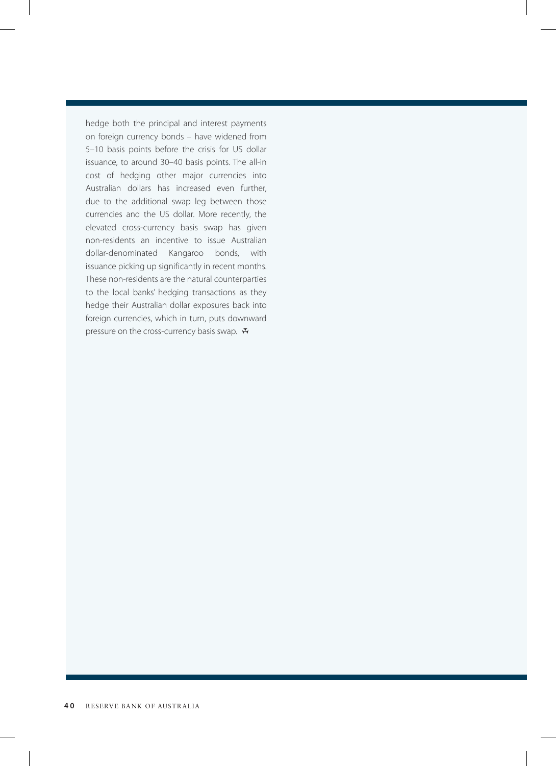hedge both the principal and interest payments on foreign currency bonds – have widened from 5–10 basis points before the crisis for US dollar issuance, to around 30–40 basis points. The all-in cost of hedging other major currencies into Australian dollars has increased even further, due to the additional swap leg between those currencies and the US dollar. More recently, the elevated cross-currency basis swap has given non-residents an incentive to issue Australian dollar-denominated Kangaroo bonds, with issuance picking up significantly in recent months. These non-residents are the natural counterparties to the local banks' hedging transactions as they hedge their Australian dollar exposures back into foreign currencies, which in turn, puts downward pressure on the cross-currency basis swap.